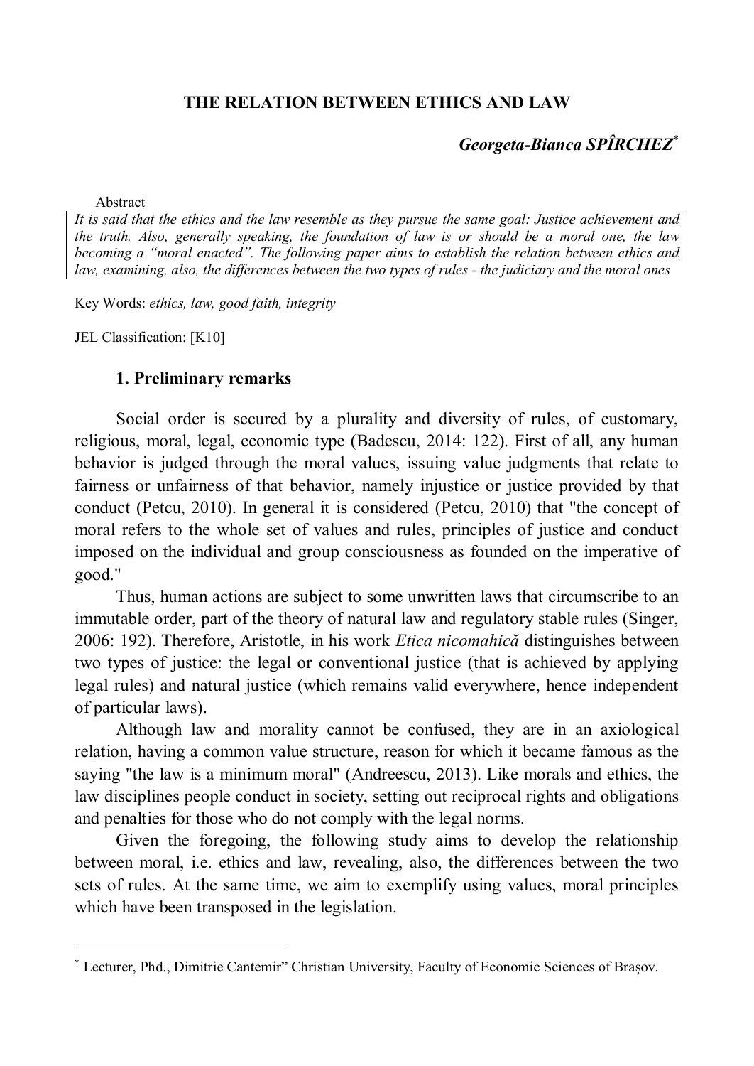# THE RELATION BETWEEN ETHICS AND LAW

***Georgeta-Bianca SPÎRCHEZ*** [*]

Abstract

*It is said that the ethics and the law resemble as they pursue the same goal: Justice achievement and the truth. Also, generally speaking, the foundation of law is or should be a moral one, the law becoming a "moral enacted". The following paper aims to establish the relation between ethics and law, examining, also, the differences between the two types of rules - the judiciary and the moral ones*

Key Words: *ethics, law, good faith, integrity*

JEL Classification: [K10]

## 1. Preliminary remarks

Social order is secured by a plurality and diversity of rules, of customary, religious, moral, legal, economic type (Badescu, 2014: 122). First of all, any human behavior is judged through the moral values, issuing value judgments that relate to fairness or unfairness of that behavior, namely injustice or justice provided by that conduct (Petcu, 2010). In general it is considered (Petcu, 2010) that "the concept of moral refers to the whole set of values and rules, principles of justice and conduct imposed on the individual and group consciousness as founded on the imperative of good."

Thus, human actions are subject to some unwritten laws that circumscribe to an immutable order, part of the theory of natural law and regulatory stable rules (Singer, 2006: 192). Therefore, Aristotle, in his work *Etica nicomahică* distinguishes between two types of justice: the legal or conventional justice (that is achieved by applying legal rules) and natural justice (which remains valid everywhere, hence independent of particular laws).

Although law and morality cannot be confused, they are in an axiological relation, having a common value structure, reason for which it became famous as the saying "the law is a minimum moral" (Andreescu, 2013). Like morals and ethics, the law disciplines people conduct in society, setting out reciprocal rights and obligations and penalties for those who do not comply with the legal norms.

Given the foregoing, the following study aims to develop the relationship between moral, i.e. ethics and law, revealing, also, the differences between the two sets of rules. At the same time, we aim to exemplify using values, moral principles which have been transposed in the legislation.

---

[*] Lecturer, Phd., Dimitrie Cantemir" Christian University, Faculty of Economic Sciences of Brașov.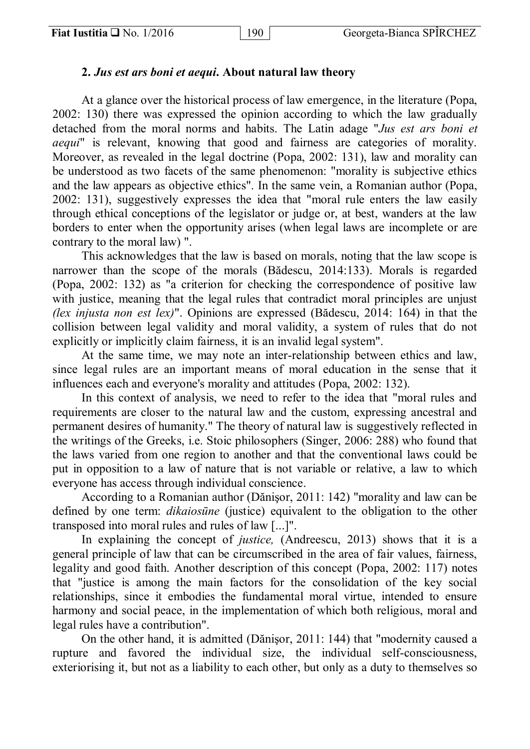## 2. *Jus est ars boni et aequi*. About natural law theory

At a glance over the historical process of law emergence, in the literature (Popa, 2002: 130) there was expressed the opinion according to which the law gradually detached from the moral norms and habits. The Latin adage "*Jus est ars boni et aequi*" is relevant, knowing that good and fairness are categories of morality. Moreover, as revealed in the legal doctrine (Popa, 2002: 131), law and morality can be understood as two facets of the same phenomenon: "morality is subjective ethics and the law appears as objective ethics". In the same vein, a Romanian author (Popa, 2002: 131), suggestively expresses the idea that "moral rule enters the law easily through ethical conceptions of the legislator or judge or, at best, wanders at the law borders to enter when the opportunity arises (when legal laws are incomplete or are contrary to the moral law) ".

This acknowledges that the law is based on morals, noting that the law scope is narrower than the scope of the morals (Bădescu, 2014:133). Morals is regarded (Popa, 2002: 132) as "a criterion for checking the correspondence of positive law with justice, meaning that the legal rules that contradict moral principles are unjust *(lex injusta non est lex)*". Opinions are expressed (Bădescu, 2014: 164) in that the collision between legal validity and moral validity, a system of rules that do not explicitly or implicitly claim fairness, it is an invalid legal system".

At the same time, we may note an inter-relationship between ethics and law, since legal rules are an important means of moral education in the sense that it influences each and everyone's morality and attitudes (Popa, 2002: 132).

In this context of analysis, we need to refer to the idea that "moral rules and requirements are closer to the natural law and the custom, expressing ancestral and permanent desires of humanity." The theory of natural law is suggestively reflected in the writings of the Greeks, i.e. Stoic philosophers (Singer, 2006: 288) who found that the laws varied from one region to another and that the conventional laws could be put in opposition to a law of nature that is not variable or relative, a law to which everyone has access through individual conscience.

According to a Romanian author (Dănişor, 2011: 142) "morality and law can be defined by one term: *dikaiosūne* (justice) equivalent to the obligation to the other transposed into moral rules and rules of law [...]".

In explaining the concept of *justice,* (Andreescu, 2013) shows that it is a general principle of law that can be circumscribed in the area of fair values, fairness, legality and good faith. Another description of this concept (Popa, 2002: 117) notes that "justice is among the main factors for the consolidation of the key social relationships, since it embodies the fundamental moral virtue, intended to ensure harmony and social peace, in the implementation of which both religious, moral and legal rules have a contribution".

On the other hand, it is admitted (Dănişor, 2011: 144) that "modernity caused a rupture and favored the individual size, the individual self-consciousness, exteriorising it, but not as a liability to each other, but only as a duty to themselves so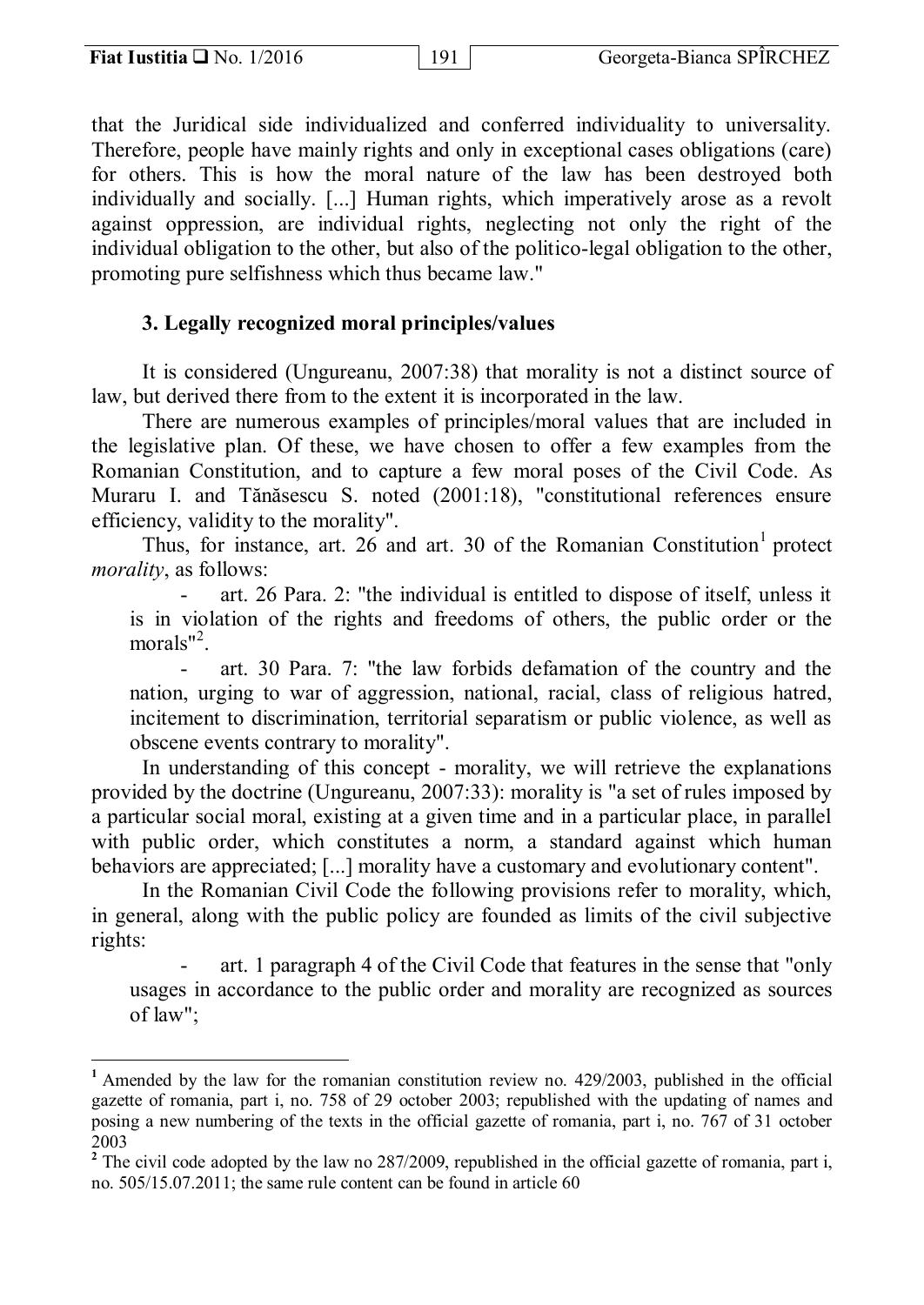that the Juridical side individualized and conferred individuality to universality. Therefore, people have mainly rights and only in exceptional cases obligations (care) for others. This is how the moral nature of the law has been destroyed both individually and socially. [...] Human rights, which imperatively arose as a revolt against oppression, are individual rights, neglecting not only the right of the individual obligation to the other, but also of the politico-legal obligation to the other, promoting pure selfishness which thus became law."

### 3. Legally recognized moral principles/values

It is considered (Ungureanu, 2007:38) that morality is not a distinct source of law, but derived there from to the extent it is incorporated in the law.

There are numerous examples of principles/moral values that are included in the legislative plan. Of these, we have chosen to offer a few examples from the Romanian Constitution, and to capture a few moral poses of the Civil Code. As Muraru I. and Tănăsescu S. noted (2001:18), "constitutional references ensure efficiency, validity to the morality".

Thus, for instance, art. 26 and art. 30 of the Romanian Constitution[1] protect *morality*, as follows:

- art. 26 Para. 2: "the individual is entitled to dispose of itself, unless it is in violation of the rights and freedoms of others, the public order or the morals"[2].
- art. 30 Para. 7: "the law forbids defamation of the country and the nation, urging to war of aggression, national, racial, class of religious hatred, incitement to discrimination, territorial separatism or public violence, as well as obscene events contrary to morality".

In understanding of this concept - morality, we will retrieve the explanations provided by the doctrine (Ungureanu, 2007:33): morality is "a set of rules imposed by a particular social moral, existing at a given time and in a particular place, in parallel with public order, which constitutes a norm, a standard against which human behaviors are appreciated; [...] morality have a customary and evolutionary content".

In the Romanian Civil Code the following provisions refer to morality, which, in general, along with the public policy are founded as limits of the civil subjective rights:

- art. 1 paragraph 4 of the Civil Code that features in the sense that "only usages in accordance to the public order and morality are recognized as sources of law";

---

[1] Amended by the law for the romanian constitution review no. 429/2003, published in the official gazette of romania, part i, no. 758 of 29 october 2003; republished with the updating of names and posing a new numbering of the texts in the official gazette of romania, part i, no. 767 of 31 october 2003

[2] The civil code adopted by the law no 287/2009, republished in the official gazette of romania, part i, no. 505/15.07.2011; the same rule content can be found in article 60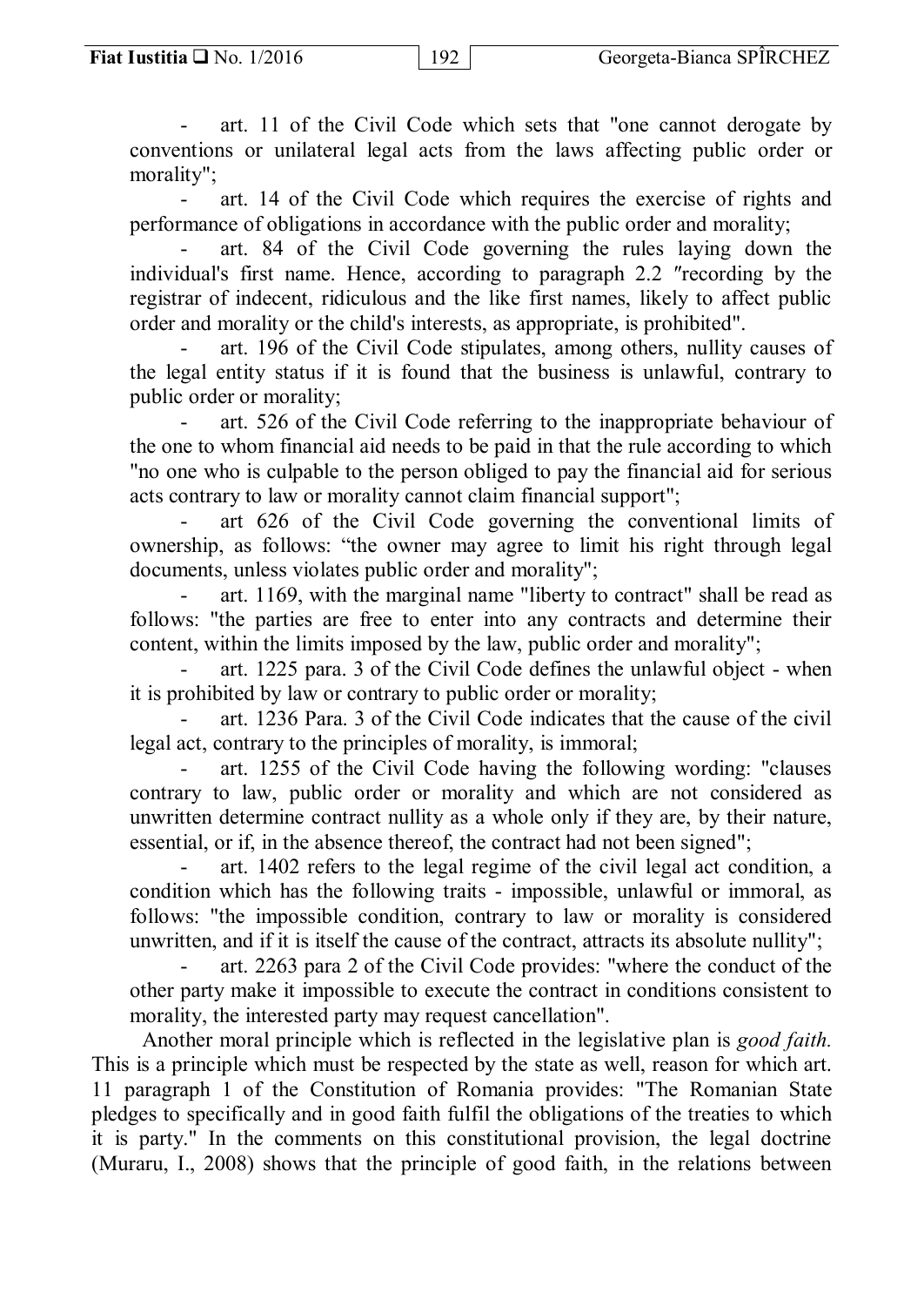- art. 11 of the Civil Code which sets that "one cannot derogate by conventions or unilateral legal acts from the laws affecting public order or morality";
- art. 14 of the Civil Code which requires the exercise of rights and performance of obligations in accordance with the public order and morality;
- art. 84 of the Civil Code governing the rules laying down the individual's first name. Hence, according to paragraph 2.2 ″recording by the registrar of indecent, ridiculous and the like first names, likely to affect public order and morality or the child's interests, as appropriate, is prohibited".
- art. 196 of the Civil Code stipulates, among others, nullity causes of the legal entity status if it is found that the business is unlawful, contrary to public order or morality;
- art. 526 of the Civil Code referring to the inappropriate behaviour of the one to whom financial aid needs to be paid in that the rule according to which "no one who is culpable to the person obliged to pay the financial aid for serious acts contrary to law or morality cannot claim financial support";
- art 626 of the Civil Code governing the conventional limits of ownership, as follows: "the owner may agree to limit his right through legal documents, unless violates public order and morality";
- art. 1169, with the marginal name "liberty to contract" shall be read as follows: "the parties are free to enter into any contracts and determine their content, within the limits imposed by the law, public order and morality";
- art. 1225 para. 3 of the Civil Code defines the unlawful object - when it is prohibited by law or contrary to public order or morality;
- art. 1236 Para. 3 of the Civil Code indicates that the cause of the civil legal act, contrary to the principles of morality, is immoral;
- art. 1255 of the Civil Code having the following wording: "clauses contrary to law, public order or morality and which are not considered as unwritten determine contract nullity as a whole only if they are, by their nature, essential, or if, in the absence thereof, the contract had not been signed";
- art. 1402 refers to the legal regime of the civil legal act condition, a condition which has the following traits - impossible, unlawful or immoral, as follows: "the impossible condition, contrary to law or morality is considered unwritten, and if it is itself the cause of the contract, attracts its absolute nullity";
- art. 2263 para 2 of the Civil Code provides: "where the conduct of the other party make it impossible to execute the contract in conditions consistent to morality, the interested party may request cancellation".

Another moral principle which is reflected in the legislative plan is *good faith*. This is a principle which must be respected by the state as well, reason for which art. 11 paragraph 1 of the Constitution of Romania provides: "The Romanian State pledges to specifically and in good faith fulfil the obligations of the treaties to which it is party." In the comments on this constitutional provision, the legal doctrine (Muraru, I., 2008) shows that the principle of good faith, in the relations between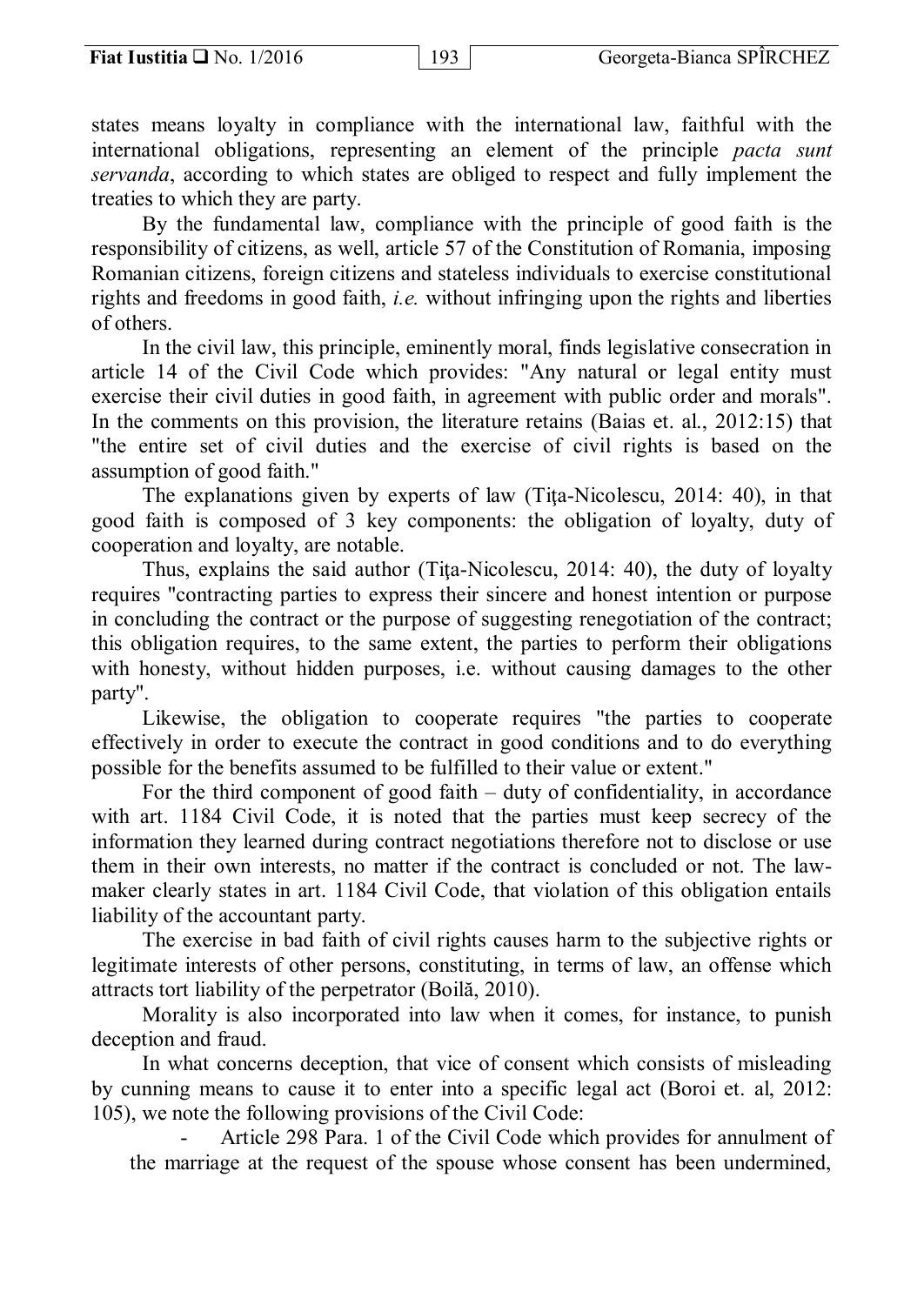states means loyalty in compliance with the international law, faithful with the international obligations, representing an element of the principle *pacta sunt servanda*, according to which states are obliged to respect and fully implement the treaties to which they are party.

By the fundamental law, compliance with the principle of good faith is the responsibility of citizens, as well, article 57 of the Constitution of Romania, imposing Romanian citizens, foreign citizens and stateless individuals to exercise constitutional rights and freedoms in good faith, *i.e.* without infringing upon the rights and liberties of others.

In the civil law, this principle, eminently moral, finds legislative consecration in article 14 of the Civil Code which provides: "Any natural or legal entity must exercise their civil duties in good faith, in agreement with public order and morals". In the comments on this provision, the literature retains (Baias et. al., 2012:15) that "the entire set of civil duties and the exercise of civil rights is based on the assumption of good faith."

The explanations given by experts of law (Ţiţa-Nicolescu, 2014: 40), in that good faith is composed of 3 key components: the obligation of loyalty, duty of cooperation and loyalty, are notable.

Thus, explains the said author (Ţiţa-Nicolescu, 2014: 40), the duty of loyalty requires "contracting parties to express their sincere and honest intention or purpose in concluding the contract or the purpose of suggesting renegotiation of the contract; this obligation requires, to the same extent, the parties to perform their obligations with honesty, without hidden purposes, i.e. without causing damages to the other party".

Likewise, the obligation to cooperate requires "the parties to cooperate effectively in order to execute the contract in good conditions and to do everything possible for the benefits assumed to be fulfilled to their value or extent."

For the third component of good faith – duty of confidentiality, in accordance with art. 1184 Civil Code, it is noted that the parties must keep secrecy of the information they learned during contract negotiations therefore not to disclose or use them in their own interests, no matter if the contract is concluded or not. The law-maker clearly states in art. 1184 Civil Code, that violation of this obligation entails liability of the accountant party.

The exercise in bad faith of civil rights causes harm to the subjective rights or legitimate interests of other persons, constituting, in terms of law, an offense which attracts tort liability of the perpetrator (Boilă, 2010).

Morality is also incorporated into law when it comes, for instance, to punish deception and fraud.

In what concerns deception, that vice of consent which consists of misleading by cunning means to cause it to enter into a specific legal act (Boroi et. al, 2012: 105), we note the following provisions of the Civil Code:

- Article 298 Para. 1 of the Civil Code which provides for annulment of the marriage at the request of the spouse whose consent has been undermined,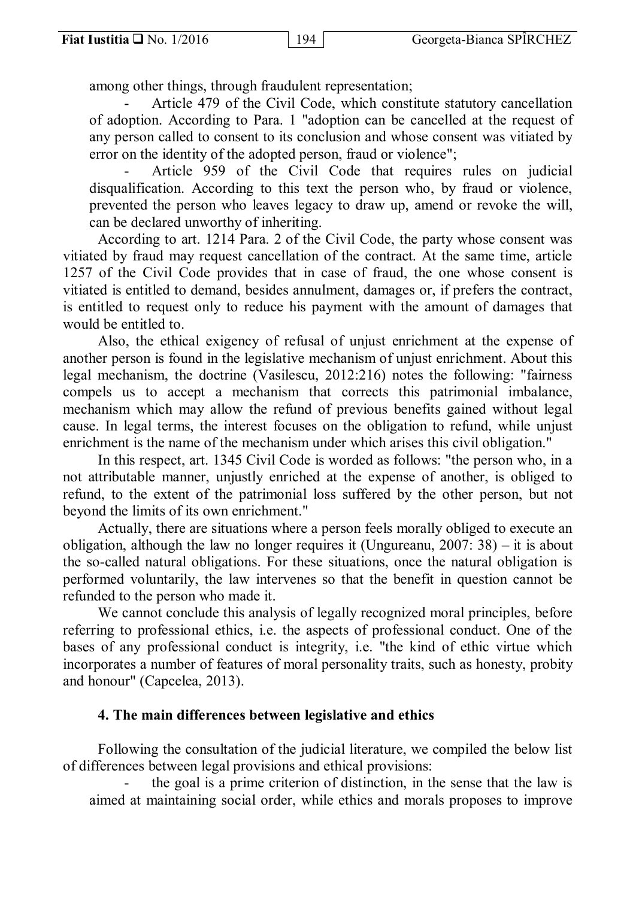among other things, through fraudulent representation;

- Article 479 of the Civil Code, which constitute statutory cancellation of adoption. According to Para. 1 "adoption can be cancelled at the request of any person called to consent to its conclusion and whose consent was vitiated by error on the identity of the adopted person, fraud or violence";
- Article 959 of the Civil Code that requires rules on judicial disqualification. According to this text the person who, by fraud or violence, prevented the person who leaves legacy to draw up, amend or revoke the will, can be declared unworthy of inheriting.

According to art. 1214 Para. 2 of the Civil Code, the party whose consent was vitiated by fraud may request cancellation of the contract. At the same time, article 1257 of the Civil Code provides that in case of fraud, the one whose consent is vitiated is entitled to demand, besides annulment, damages or, if prefers the contract, is entitled to request only to reduce his payment with the amount of damages that would be entitled to.

Also, the ethical exigency of refusal of unjust enrichment at the expense of another person is found in the legislative mechanism of unjust enrichment. About this legal mechanism, the doctrine (Vasilescu, 2012:216) notes the following: "fairness compels us to accept a mechanism that corrects this patrimonial imbalance, mechanism which may allow the refund of previous benefits gained without legal cause. In legal terms, the interest focuses on the obligation to refund, while unjust enrichment is the name of the mechanism under which arises this civil obligation."

In this respect, art. 1345 Civil Code is worded as follows: "the person who, in a not attributable manner, unjustly enriched at the expense of another, is obliged to refund, to the extent of the patrimonial loss suffered by the other person, but not beyond the limits of its own enrichment."

Actually, there are situations where a person feels morally obliged to execute an obligation, although the law no longer requires it (Ungureanu, 2007: 38) – it is about the so-called natural obligations. For these situations, once the natural obligation is performed voluntarily, the law intervenes so that the benefit in question cannot be refunded to the person who made it.

We cannot conclude this analysis of legally recognized moral principles, before referring to professional ethics, i.e. the aspects of professional conduct. One of the bases of any professional conduct is integrity, i.e. "the kind of ethic virtue which incorporates a number of features of moral personality traits, such as honesty, probity and honour" (Capcelea, 2013).

## 4. The main differences between legislative and ethics

Following the consultation of the judicial literature, we compiled the below list of differences between legal provisions and ethical provisions:

- the goal is a prime criterion of distinction, in the sense that the law is aimed at maintaining social order, while ethics and morals proposes to improve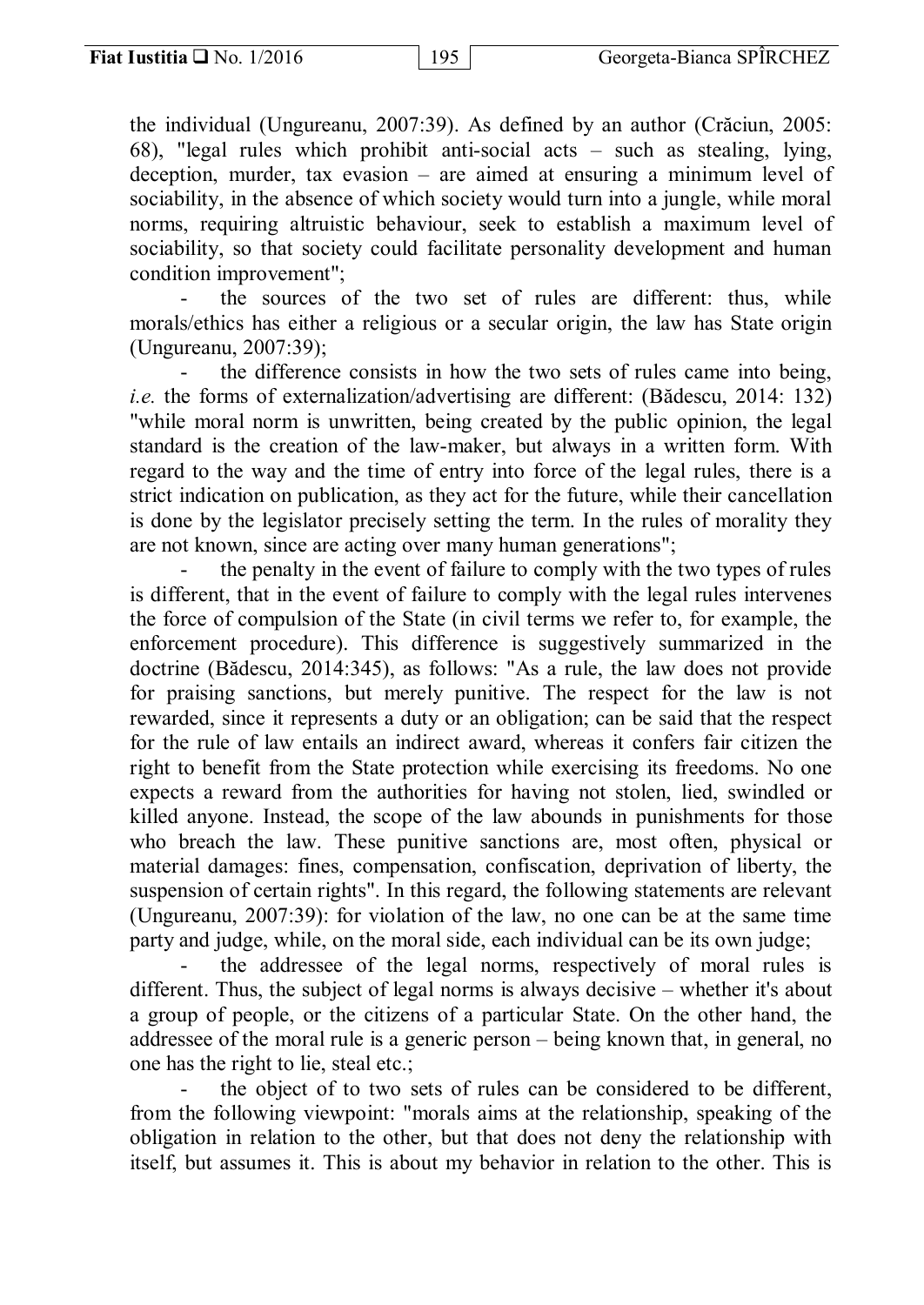the individual (Ungureanu, 2007:39). As defined by an author (Crăciun, 2005: 68), "legal rules which prohibit anti-social acts – such as stealing, lying, deception, murder, tax evasion – are aimed at ensuring a minimum level of sociability, in the absence of which society would turn into a jungle, while moral norms, requiring altruistic behaviour, seek to establish a maximum level of sociability, so that society could facilitate personality development and human condition improvement";

- the sources of the two set of rules are different: thus, while morals/ethics has either a religious or a secular origin, the law has State origin (Ungureanu, 2007:39);
- the difference consists in how the two sets of rules came into being, *i.e.* the forms of externalization/advertising are different: (Bădescu, 2014: 132) "while moral norm is unwritten, being created by the public opinion, the legal standard is the creation of the law-maker, but always in a written form. With regard to the way and the time of entry into force of the legal rules, there is a strict indication on publication, as they act for the future, while their cancellation is done by the legislator precisely setting the term. In the rules of morality they are not known, since are acting over many human generations";
- the penalty in the event of failure to comply with the two types of rules is different, that in the event of failure to comply with the legal rules intervenes the force of compulsion of the State (in civil terms we refer to, for example, the enforcement procedure). This difference is suggestively summarized in the doctrine (Bădescu, 2014:345), as follows: "As a rule, the law does not provide for praising sanctions, but merely punitive. The respect for the law is not rewarded, since it represents a duty or an obligation; can be said that the respect for the rule of law entails an indirect award, whereas it confers fair citizen the right to benefit from the State protection while exercising its freedoms. No one expects a reward from the authorities for having not stolen, lied, swindled or killed anyone. Instead, the scope of the law abounds in punishments for those who breach the law. These punitive sanctions are, most often, physical or material damages: fines, compensation, confiscation, deprivation of liberty, the suspension of certain rights". In this regard, the following statements are relevant (Ungureanu, 2007:39): for violation of the law, no one can be at the same time party and judge, while, on the moral side, each individual can be its own judge;
- the addressee of the legal norms, respectively of moral rules is different. Thus, the subject of legal norms is always decisive – whether it's about a group of people, or the citizens of a particular State. On the other hand, the addressee of the moral rule is a generic person – being known that, in general, no one has the right to lie, steal etc.;
- the object of to two sets of rules can be considered to be different, from the following viewpoint: "morals aims at the relationship, speaking of the obligation in relation to the other, but that does not deny the relationship with itself, but assumes it. This is about my behavior in relation to the other. This is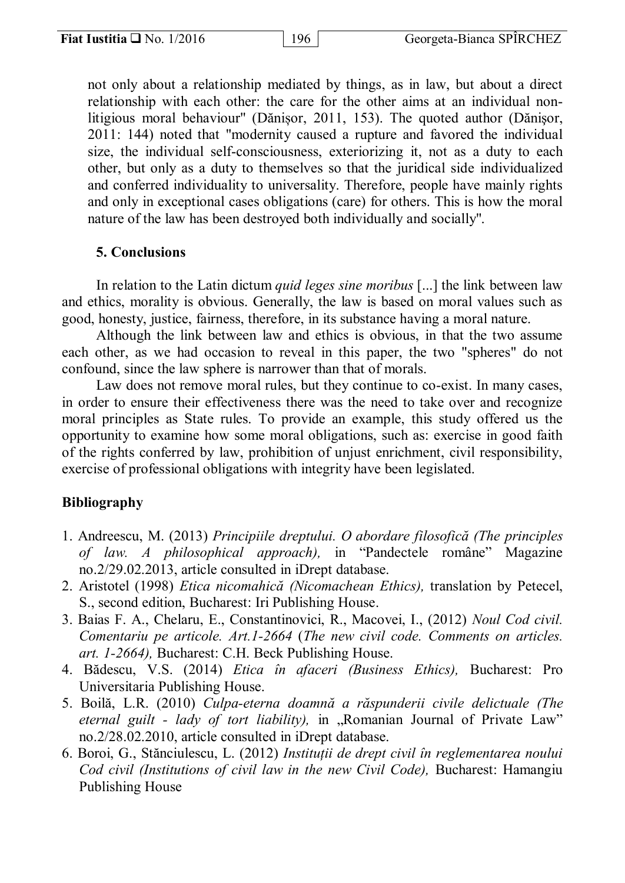not only about a relationship mediated by things, as in law, but about a direct relationship with each other: the care for the other aims at an individual non-litigious moral behaviour" (Dănișor, 2011, 153). The quoted author (Dănişor, 2011: 144) noted that "modernity caused a rupture and favored the individual size, the individual self-consciousness, exteriorizing it, not as a duty to each other, but only as a duty to themselves so that the juridical side individualized and conferred individuality to universality. Therefore, people have mainly rights and only in exceptional cases obligations (care) for others. This is how the moral nature of the law has been destroyed both individually and socially".

## 5. Conclusions

In relation to the Latin dictum *quid leges sine moribus* [...] the link between law and ethics, morality is obvious. Generally, the law is based on moral values such as good, honesty, justice, fairness, therefore, in its substance having a moral nature.

Although the link between law and ethics is obvious, in that the two assume each other, as we had occasion to reveal in this paper, the two "spheres" do not confound, since the law sphere is narrower than that of morals.

Law does not remove moral rules, but they continue to co-exist. In many cases, in order to ensure their effectiveness there was the need to take over and recognize moral principles as State rules. To provide an example, this study offered us the opportunity to examine how some moral obligations, such as: exercise in good faith of the rights conferred by law, prohibition of unjust enrichment, civil responsibility, exercise of professional obligations with integrity have been legislated.

## Bibliography

1. Andreescu, M. (2013) *Principiile dreptului. O abordare filosofică (The principles of law. A philosophical approach),* in "Pandectele române" Magazine no.2/29.02.2013, article consulted in iDrept database.
2. Aristotel (1998) *Etica nicomahică (Nicomachean Ethics),* translation by Petecel, S., second edition, Bucharest: Iri Publishing House.
3. Baias F. A., Chelaru, E., Constantinovici, R., Macovei, I., (2012) *Noul Cod civil. Comentariu pe articole. Art.1-2664* (*The new civil code. Comments on articles. art. 1-2664),* Bucharest: C.H. Beck Publishing House.
4. Bădescu, V.S. (2014) *Etica în afaceri (Business Ethics),* Bucharest: Pro Universitaria Publishing House.
5. Boilă, L.R. (2010) *Culpa-eterna doamnă a răspunderii civile delictuale (The eternal guilt - lady of tort liability),* in „Romanian Journal of Private Law" no.2/28.02.2010, article consulted in iDrept database.
6. Boroi, G., Stănciulescu, L. (2012) *Instituții de drept civil în reglementarea noului Cod civil (Institutions of civil law in the new Civil Code),* Bucharest: Hamangiu Publishing House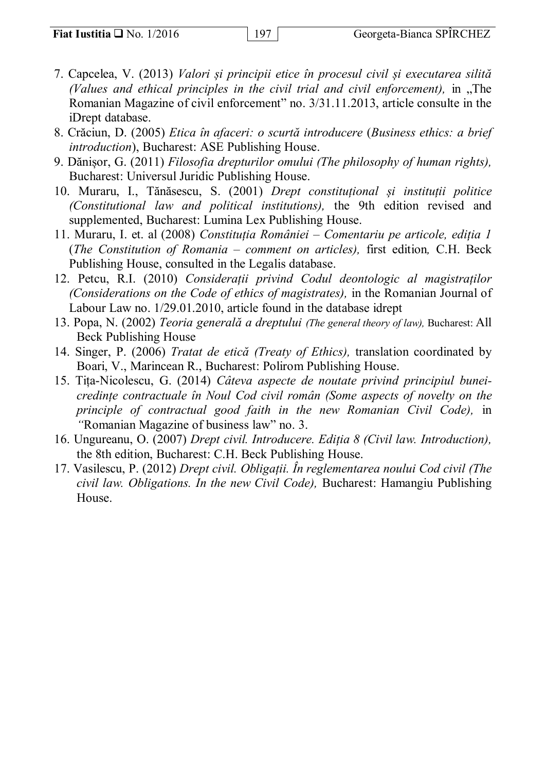7. Capcelea, V. (2013) *Valori și principii etice în procesul civil și executarea silită (Values and ethical principles in the civil trial and civil enforcement),* in „The Romanian Magazine of civil enforcement" no. 3/31.11.2013, article consulte in the iDrept database.
8. Crăciun, D. (2005) *Etica în afaceri: o scurtă introducere* (*Business ethics: a brief introduction*), Bucharest: ASE Publishing House.
9. Dănișor, G. (2011) *Filosofia drepturilor omului (The philosophy of human rights),* Bucharest: Universul Juridic Publishing House.
10. Muraru, I., Tănăsescu, S. (2001) *Drept constituțional și instituții politice (Constitutional law and political institutions),* the 9th edition revised and supplemented, Bucharest: Lumina Lex Publishing House.
11. Muraru, I. et. al (2008) *Constituția României – Comentariu pe articole, ediția 1* (*The Constitution of Romania – comment on articles),* first edition*,* C.H. Beck Publishing House, consulted in the Legalis database.
12. Petcu, R.I. (2010) *Considerații privind Codul deontologic al magistraților (Considerations on the Code of ethics of magistrates),* in the Romanian Journal of Labour Law no. 1/29.01.2010, article found in the database idrept
13. Popa, N. (2002) *Teoria generală a dreptului (The general theory of law),* Bucharest: All Beck Publishing House
14. Singer, P. (2006) *Tratat de etică (Treaty of Ethics),* translation coordinated by Boari, V., Marincean R., Bucharest: Polirom Publishing House.
15. Tița-Nicolescu, G. (2014) *Câteva aspecte de noutate privind principiul bunei-credințe contractuale în Noul Cod civil român (Some aspects of novelty on the principle of contractual good faith in the new Romanian Civil Code),* in *"*Romanian Magazine of business law" no. 3.
16. Ungureanu, O. (2007) *Drept civil. Introducere. Ediția 8 (Civil law. Introduction),* the 8th edition, Bucharest: C.H. Beck Publishing House.
17. Vasilescu, P. (2012) *Drept civil. Obligații. În reglementarea noului Cod civil (The civil law. Obligations. In the new Civil Code),* Bucharest: Hamangiu Publishing House.